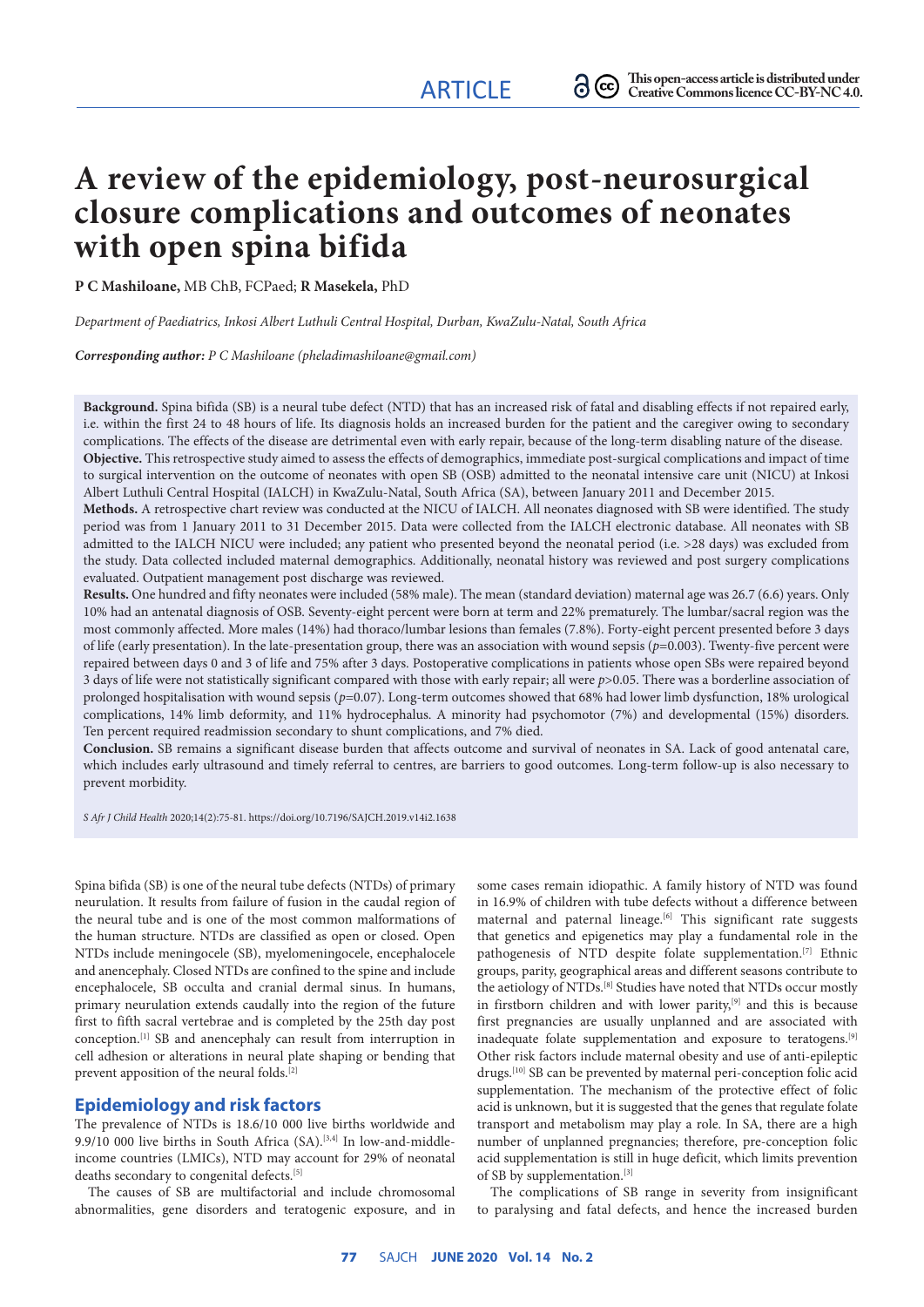ARTICLE

This open-access article is distributed under Creative Commons licence CC-BY-NC 4.0.

# A review of the epidemiology, post-neurosurgical closure complications and outcomes of neonates with open spina bifida

**P C Mashiloane,** MB ChB, FCPaed; **R Masekela,** PhD

*Department of Paediatrics, Inkosi Albert Luthuli Central Hospital, Durban, KwaZulu-Natal, South Africa*

***Corresponding author:** P C Mashiloane (pheladimashiloane@gmail.com)*

**Background.** Spina bifida (SB) is a neural tube defect (NTD) that has an increased risk of fatal and disabling effects if not repaired early, i.e. within the first 24 to 48 hours of life. Its diagnosis holds an increased burden for the patient and the caregiver owing to secondary complications. The effects of the disease are detrimental even with early repair, because of the long-term disabling nature of the disease.

**Objective.** This retrospective study aimed to assess the effects of demographics, immediate post-surgical complications and impact of time to surgical intervention on the outcome of neonates with open SB (OSB) admitted to the neonatal intensive care unit (NICU) at Inkosi Albert Luthuli Central Hospital (IALCH) in KwaZulu-Natal, South Africa (SA), between January 2011 and December 2015.

**Methods.** A retrospective chart review was conducted at the NICU of IALCH. All neonates diagnosed with SB were identified. The study period was from 1 January 2011 to 31 December 2015. Data were collected from the IALCH electronic database. All neonates with SB admitted to the IALCH NICU were included; any patient who presented beyond the neonatal period (i.e. >28 days) was excluded from the study. Data collected included maternal demographics. Additionally, neonatal history was reviewed and post surgery complications evaluated. Outpatient management post discharge was reviewed.

**Results.** One hundred and fifty neonates were included (58% male). The mean (standard deviation) maternal age was 26.7 (6.6) years. Only 10% had an antenatal diagnosis of OSB. Seventy-eight percent were born at term and 22% prematurely. The lumbar/sacral region was the most commonly affected. More males (14%) had thoraco/lumbar lesions than females (7.8%). Forty-eight percent presented before 3 days of life (early presentation). In the late-presentation group, there was an association with wound sepsis ($p$=0.003). Twenty-five percent were repaired between days 0 and 3 of life and 75% after 3 days. Postoperative complications in patients whose open SBs were repaired beyond 3 days of life were not statistically significant compared with those with early repair; all were $p$>0.05. There was a borderline association of prolonged hospitalisation with wound sepsis ($p$=0.07). Long-term outcomes showed that 68% had lower limb dysfunction, 18% urological complications, 14% limb deformity, and 11% hydrocephalus. A minority had psychomotor (7%) and developmental (15%) disorders. Ten percent required readmission secondary to shunt complications, and 7% died.

**Conclusion.** SB remains a significant disease burden that affects outcome and survival of neonates in SA. Lack of good antenatal care, which includes early ultrasound and timely referral to centres, are barriers to good outcomes. Long-term follow-up is also necessary to prevent morbidity.

*S Afr J Child Health* 2020;14(2):75-81. https://doi.org/10.7196/SAJCH.2019.v14i2.1638

Spina bifida (SB) is one of the neural tube defects (NTDs) of primary neurulation. It results from failure of fusion in the caudal region of the neural tube and is one of the most common malformations of the human structure. NTDs are classified as open or closed. Open NTDs include meningocele (SB), myelomeningocele, encephalocele and anencephaly. Closed NTDs are confined to the spine and include encephalocele, SB occulta and cranial dermal sinus. In humans, primary neurulation extends caudally into the region of the future first to fifth sacral vertebrae and is completed by the 25th day post conception.[1] SB and anencephaly can result from interruption in cell adhesion or alterations in neural plate shaping or bending that prevent apposition of the neural folds.[2]

## Epidemiology and risk factors

The prevalence of NTDs is 18.6/10 000 live births worldwide and 9.9/10 000 live births in South Africa (SA).[3,4] In low-and-middle-income countries (LMICs), NTD may account for 29% of neonatal deaths secondary to congenital defects.[5]

The causes of SB are multifactorial and include chromosomal abnormalities, gene disorders and teratogenic exposure, and in some cases remain idiopathic. A family history of NTD was found in 16.9% of children with tube defects without a difference between maternal and paternal lineage.[6] This significant rate suggests that genetics and epigenetics may play a fundamental role in the pathogenesis of NTD despite folate supplementation.[7] Ethnic groups, parity, geographical areas and different seasons contribute to the aetiology of NTDs.[8] Studies have noted that NTDs occur mostly in firstborn children and with lower parity,[9] and this is because first pregnancies are usually unplanned and are associated with inadequate folate supplementation and exposure to teratogens.[9] Other risk factors include maternal obesity and use of anti-epileptic drugs.[10] SB can be prevented by maternal peri-conception folic acid supplementation. The mechanism of the protective effect of folic acid is unknown, but it is suggested that the genes that regulate folate transport and metabolism may play a role. In SA, there are a high number of unplanned pregnancies; therefore, pre-conception folic acid supplementation is still in huge deficit, which limits prevention of SB by supplementation.[3]

The complications of SB range in severity from insignificant to paralysing and fatal defects, and hence the increased burden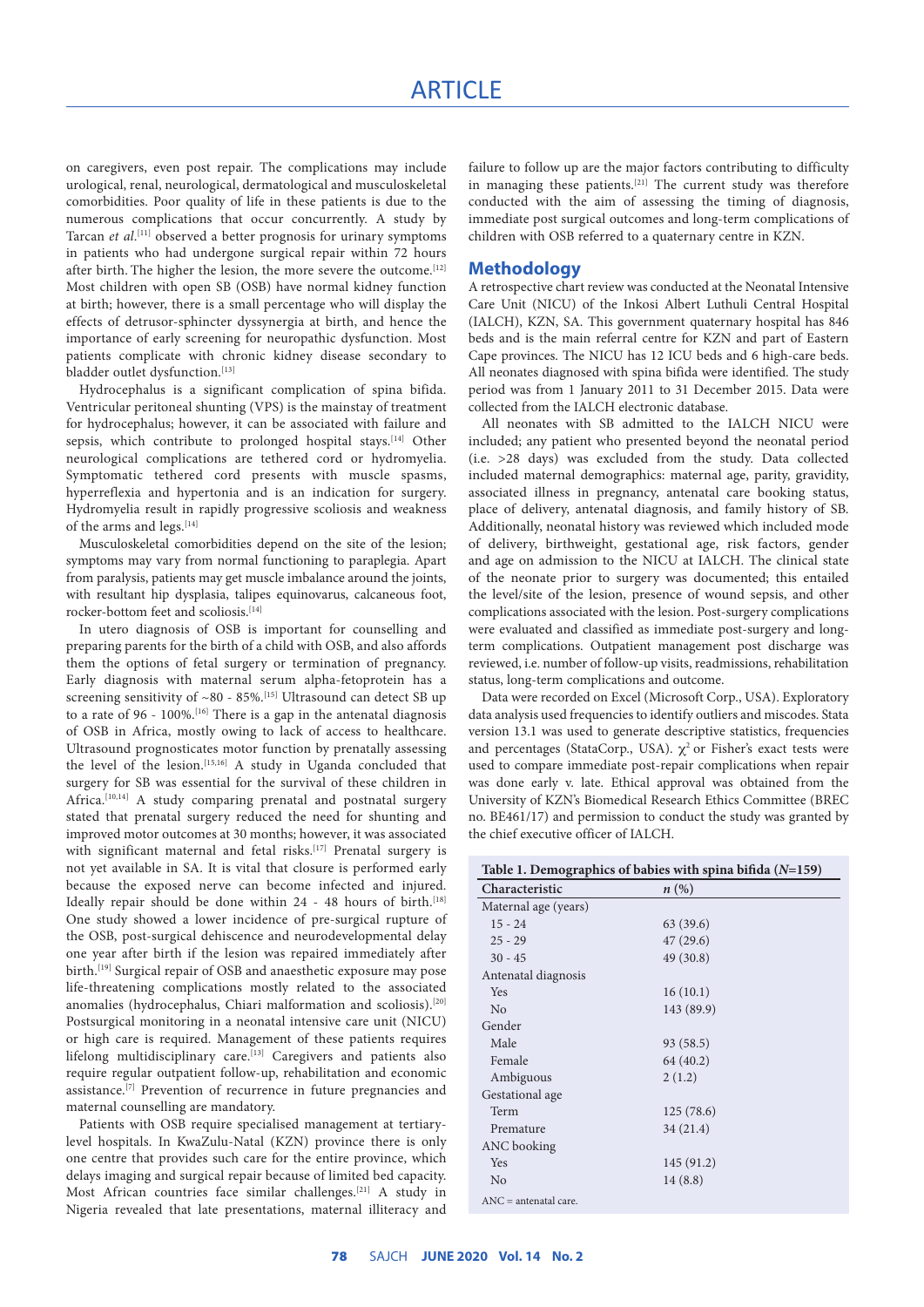on caregivers, even post repair. The complications may include urological, renal, neurological, dermatological and musculoskeletal comorbidities. Poor quality of life in these patients is due to the numerous complications that occur concurrently. A study by Tarcan *et al*.[11] observed a better prognosis for urinary symptoms in patients who had undergone surgical repair within 72 hours after birth. The higher the lesion, the more severe the outcome.[12] Most children with open SB (OSB) have normal kidney function at birth; however, there is a small percentage who will display the effects of detrusor-sphincter dyssynergia at birth, and hence the importance of early screening for neuropathic dysfunction. Most patients complicate with chronic kidney disease secondary to bladder outlet dysfunction.[13]

Hydrocephalus is a significant complication of spina bifida. Ventricular peritoneal shunting (VPS) is the mainstay of treatment for hydrocephalus; however, it can be associated with failure and sepsis, which contribute to prolonged hospital stays.[14] Other neurological complications are tethered cord or hydromyelia. Symptomatic tethered cord presents with muscle spasms, hyperreflexia and hypertonia and is an indication for surgery. Hydromyelia result in rapidly progressive scoliosis and weakness of the arms and legs.[14]

Musculoskeletal comorbidities depend on the site of the lesion; symptoms may vary from normal functioning to paraplegia. Apart from paralysis, patients may get muscle imbalance around the joints, with resultant hip dysplasia, talipes equinovarus, calcaneous foot, rocker-bottom feet and scoliosis.[14]

In utero diagnosis of OSB is important for counselling and preparing parents for the birth of a child with OSB, and also affords them the options of fetal surgery or termination of pregnancy. Early diagnosis with maternal serum alpha-fetoprotein has a screening sensitivity of ~80 - 85%.[15] Ultrasound can detect SB up to a rate of 96 - 100%.[16] There is a gap in the antenatal diagnosis of OSB in Africa, mostly owing to lack of access to healthcare. Ultrasound prognosticates motor function by prenatally assessing the level of the lesion.[15,16] A study in Uganda concluded that surgery for SB was essential for the survival of these children in Africa.[10,14] A study comparing prenatal and postnatal surgery stated that prenatal surgery reduced the need for shunting and improved motor outcomes at 30 months; however, it was associated with significant maternal and fetal risks.[17] Prenatal surgery is not yet available in SA. It is vital that closure is performed early because the exposed nerve can become infected and injured. Ideally repair should be done within 24 - 48 hours of birth.[18] One study showed a lower incidence of pre-surgical rupture of the OSB, post-surgical dehiscence and neurodevelopmental delay one year after birth if the lesion was repaired immediately after birth.[19] Surgical repair of OSB and anaesthetic exposure may pose life-threatening complications mostly related to the associated anomalies (hydrocephalus, Chiari malformation and scoliosis).[20] Postsurgical monitoring in a neonatal intensive care unit (NICU) or high care is required. Management of these patients requires lifelong multidisciplinary care.[13] Caregivers and patients also require regular outpatient follow-up, rehabilitation and economic assistance.[7] Prevention of recurrence in future pregnancies and maternal counselling are mandatory.

Patients with OSB require specialised management at tertiary-level hospitals. In KwaZulu-Natal (KZN) province there is only one centre that provides such care for the entire province, which delays imaging and surgical repair because of limited bed capacity. Most African countries face similar challenges.[21] A study in Nigeria revealed that late presentations, maternal illiteracy and failure to follow up are the major factors contributing to difficulty in managing these patients.[21] The current study was therefore conducted with the aim of assessing the timing of diagnosis, immediate post surgical outcomes and long-term complications of children with OSB referred to a quaternary centre in KZN.

## Methodology

A retrospective chart review was conducted at the Neonatal Intensive Care Unit (NICU) of the Inkosi Albert Luthuli Central Hospital (IALCH), KZN, SA. This government quaternary hospital has 846 beds and is the main referral centre for KZN and part of Eastern Cape provinces. The NICU has 12 ICU beds and 6 high-care beds. All neonates diagnosed with spina bifida were identified. The study period was from 1 January 2011 to 31 December 2015. Data were collected from the IALCH electronic database.

All neonates with SB admitted to the IALCH NICU were included; any patient who presented beyond the neonatal period (i.e. >28 days) was excluded from the study. Data collected included maternal demographics: maternal age, parity, gravidity, associated illness in pregnancy, antenatal care booking status, place of delivery, antenatal diagnosis, and family history of SB. Additionally, neonatal history was reviewed which included mode of delivery, birthweight, gestational age, risk factors, gender and age on admission to the NICU at IALCH. The clinical state of the neonate prior to surgery was documented; this entailed the level/site of the lesion, presence of wound sepsis, and other complications associated with the lesion. Post-surgery complications were evaluated and classified as immediate post-surgery and long-term complications. Outpatient management post discharge was reviewed, i.e. number of follow-up visits, readmissions, rehabilitation status, long-term complications and outcome.

Data were recorded on Excel (Microsoft Corp., USA). Exploratory data analysis used frequencies to identify outliers and miscodes. Stata version 13.1 was used to generate descriptive statistics, frequencies and percentages (StataCorp., USA). $\chi^2$ or Fisher's exact tests were used to compare immediate post-repair complications when repair was done early v. late. Ethical approval was obtained from the University of KZN's Biomedical Research Ethics Committee (BREC no. BE461/17) and permission to conduct the study was granted by the chief executive officer of IALCH.

**Table 1. Demographics of babies with spina bifida (*N*=159)**

| Characteristic | *n* (%) |
|---|---|
| Maternal age (years) | |
| 15 - 24 | 63 (39.6) |
| 25 - 29 | 47 (29.6) |
| 30 - 45 | 49 (30.8) |
| Antenatal diagnosis | |
| Yes | 16 (10.1) |
| No | 143 (89.9) |
| Gender | |
| Male | 93 (58.5) |
| Female | 64 (40.2) |
| Ambiguous | 2 (1.2) |
| Gestational age | |
| Term | 125 (78.6) |
| Premature | 34 (21.4) |
| ANC booking | |
| Yes | 145 (91.2) |
| No | 14 (8.8) |

ANC = antenatal care.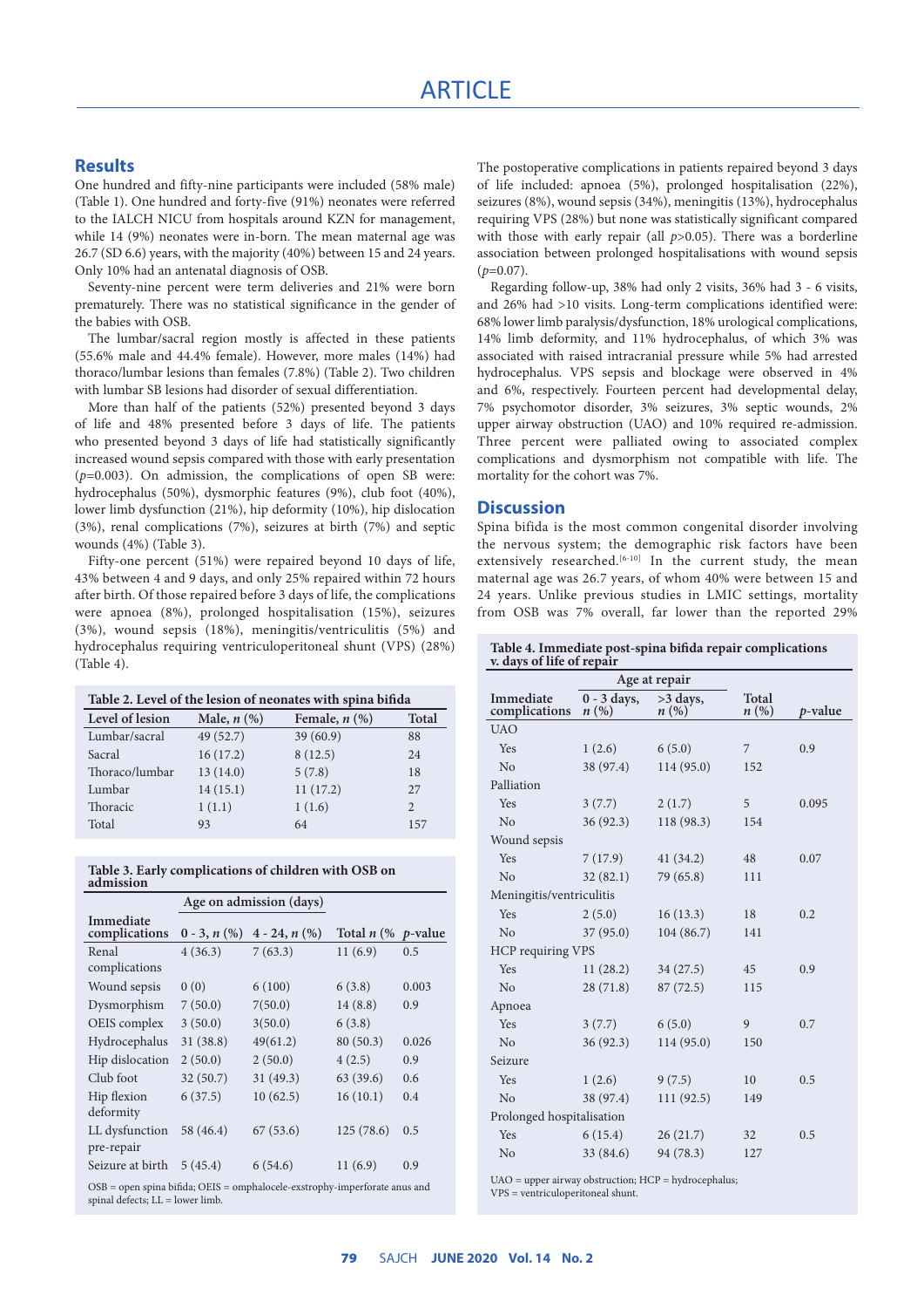## Results

One hundred and fifty-nine participants were included (58% male) (Table 1). One hundred and forty-five (91%) neonates were referred to the IALCH NICU from hospitals around KZN for management, while 14 (9%) neonates were in-born. The mean maternal age was 26.7 (SD 6.6) years, with the majority (40%) between 15 and 24 years. Only 10% had an antenatal diagnosis of OSB.

Seventy-nine percent were term deliveries and 21% were born prematurely. There was no statistical significance in the gender of the babies with OSB.

The lumbar/sacral region mostly is affected in these patients (55.6% male and 44.4% female). However, more males (14%) had thoraco/lumbar lesions than females (7.8%) (Table 2). Two children with lumbar SB lesions had disorder of sexual differentiation.

More than half of the patients (52%) presented beyond 3 days of life and 48% presented before 3 days of life. The patients who presented beyond 3 days of life had statistically significantly increased wound sepsis compared with those with early presentation ($p$=0.003). On admission, the complications of open SB were: hydrocephalus (50%), dysmorphic features (9%), club foot (40%), lower limb dysfunction (21%), hip deformity (10%), hip dislocation (3%), renal complications (7%), seizures at birth (7%) and septic wounds (4%) (Table 3).

Fifty-one percent (51%) were repaired beyond 10 days of life, 43% between 4 and 9 days, and only 25% repaired within 72 hours after birth. Of those repaired before 3 days of life, the complications were apnoea (8%), prolonged hospitalisation (15%), seizures (3%), wound sepsis (18%), meningitis/ventriculitis (5%) and hydrocephalus requiring ventriculoperitoneal shunt (VPS) (28%) (Table 4).

**Table 2. Level of the lesion of neonates with spina bifida**

| Level of lesion | Male, *n* (%) | Female, *n* (%) | Total |
|---|---|---|---|
| Lumbar/sacral | 49 (52.7) | 39 (60.9) | 88 |
| Sacral | 16 (17.2) | 8 (12.5) | 24 |
| Thoraco/lumbar | 13 (14.0) | 5 (7.8) | 18 |
| Lumbar | 14 (15.1) | 11 (17.2) | 27 |
| Thoracic | 1 (1.1) | 1 (1.6) | 2 |
| Total | 93 | 64 | 157 |

**Table 3. Early complications of children with OSB on admission**

| | Age on admission (days) | | | |
|---|---|---|---|---|
| Immediate complications | 0 - 3, *n* (%) | 4 - 24, *n* (%) | Total *n* (% | *p*-value |
| Renal complications | 4 (36.3) | 7 (63.3) | 11 (6.9) | 0.5 |
| Wound sepsis | 0 (0) | 6 (100) | 6 (3.8) | 0.003 |
| Dysmorphism | 7 (50.0) | 7(50.0) | 14 (8.8) | 0.9 |
| OEIS complex | 3 (50.0) | 3(50.0) | 6 (3.8) | 0.9 |
| Hydrocephalus | 31 (38.8) | 49(61.2) | 80 (50.3) | 0.026 |
| Hip dislocation | 2 (50.0) | 2 (50.0) | 4 (2.5) | 0.9 |
| Club foot | 32 (50.7) | 31 (49.3) | 63 (39.6) | 0.6 |
| Hip flexion deformity | 6 (37.5) | 10 (62.5) | 16 (10.1) | 0.4 |
| LL dysfunction pre-repair | 58 (46.4) | 67 (53.6) | 125 (78.6) | 0.5 |
| Seizure at birth | 5 (45.4) | 6 (54.6) | 11 (6.9) | 0.9 |

OSB = open spina bifida; OEIS = omphalocele-exstrophy-imperforate anus and spinal defects; LL = lower limb.

The postoperative complications in patients repaired beyond 3 days of life included: apnoea (5%), prolonged hospitalisation (22%), seizures (8%), wound sepsis (34%), meningitis (13%), hydrocephalus requiring VPS (28%) but none was statistically significant compared with those with early repair (all $p$>0.05). There was a borderline association between prolonged hospitalisations with wound sepsis ($p$=0.07).

Regarding follow-up, 38% had only 2 visits, 36% had 3 - 6 visits, and 26% had >10 visits. Long-term complications identified were: 68% lower limb paralysis/dysfunction, 18% urological complications, 14% limb deformity, and 11% hydrocephalus, of which 3% was associated with raised intracranial pressure while 5% had arrested hydrocephalus. VPS sepsis and blockage were observed in 4% and 6%, respectively. Fourteen percent had developmental delay, 7% psychomotor disorder, 3% seizures, 3% septic wounds, 2% upper airway obstruction (UAO) and 10% required re-admission. Three percent were palliated owing to associated complex complications and dysmorphism not compatible with life. The mortality for the cohort was 7%.

## Discussion

Spina bifida is the most common congenital disorder involving the nervous system; the demographic risk factors have been extensively researched.[6-10] In the current study, the mean maternal age was 26.7 years, of whom 40% were between 15 and 24 years. Unlike previous studies in LMIC settings, mortality from OSB was 7% overall, far lower than the reported 29%

**Table 4. Immediate post-spina bifida repair complications v. days of life of repair**

| | Age at repair | | | |
|---|---|---|---|---|
| Immediate complications | 0 - 3 days, *n* (%) | >3 days, *n* (%) | Total *n* (%) | *p*-value |
| UAO | | | | |
| Yes | 1 (2.6) | 6 (5.0) | 7 | 0.9 |
| No | 38 (97.4) | 114 (95.0) | 152 | |
| Palliation | | | | |
| Yes | 3 (7.7) | 2 (1.7) | 5 | 0.095 |
| No | 36 (92.3) | 118 (98.3) | 154 | |
| Wound sepsis | | | | |
| Yes | 7 (17.9) | 41 (34.2) | 48 | 0.07 |
| No | 32 (82.1) | 79 (65.8) | 111 | |
| Meningitis/ventriculitis | | | | |
| Yes | 2 (5.0) | 16 (13.3) | 18 | 0.2 |
| No | 37 (95.0) | 104 (86.7) | 141 | |
| HCP requiring VPS | | | | |
| Yes | 11 (28.2) | 34 (27.5) | 45 | 0.9 |
| No | 28 (71.8) | 87 (72.5) | 115 | |
| Apnoea | | | | |
| Yes | 3 (7.7) | 6 (5.0) | 9 | 0.7 |
| No | 36 (92.3) | 114 (95.0) | 150 | |
| Seizure | | | | |
| Yes | 1 (2.6) | 9 (7.5) | 10 | 0.5 |
| No | 38 (97.4) | 111 (92.5) | 149 | |
| Prolonged hospitalisation | | | | |
| Yes | 6 (15.4) | 26 (21.7) | 32 | 0.5 |
| No | 33 (84.6) | 94 (78.3) | 127 | |

UAO = upper airway obstruction; HCP = hydrocephalus; VPS = ventriculoperitoneal shunt.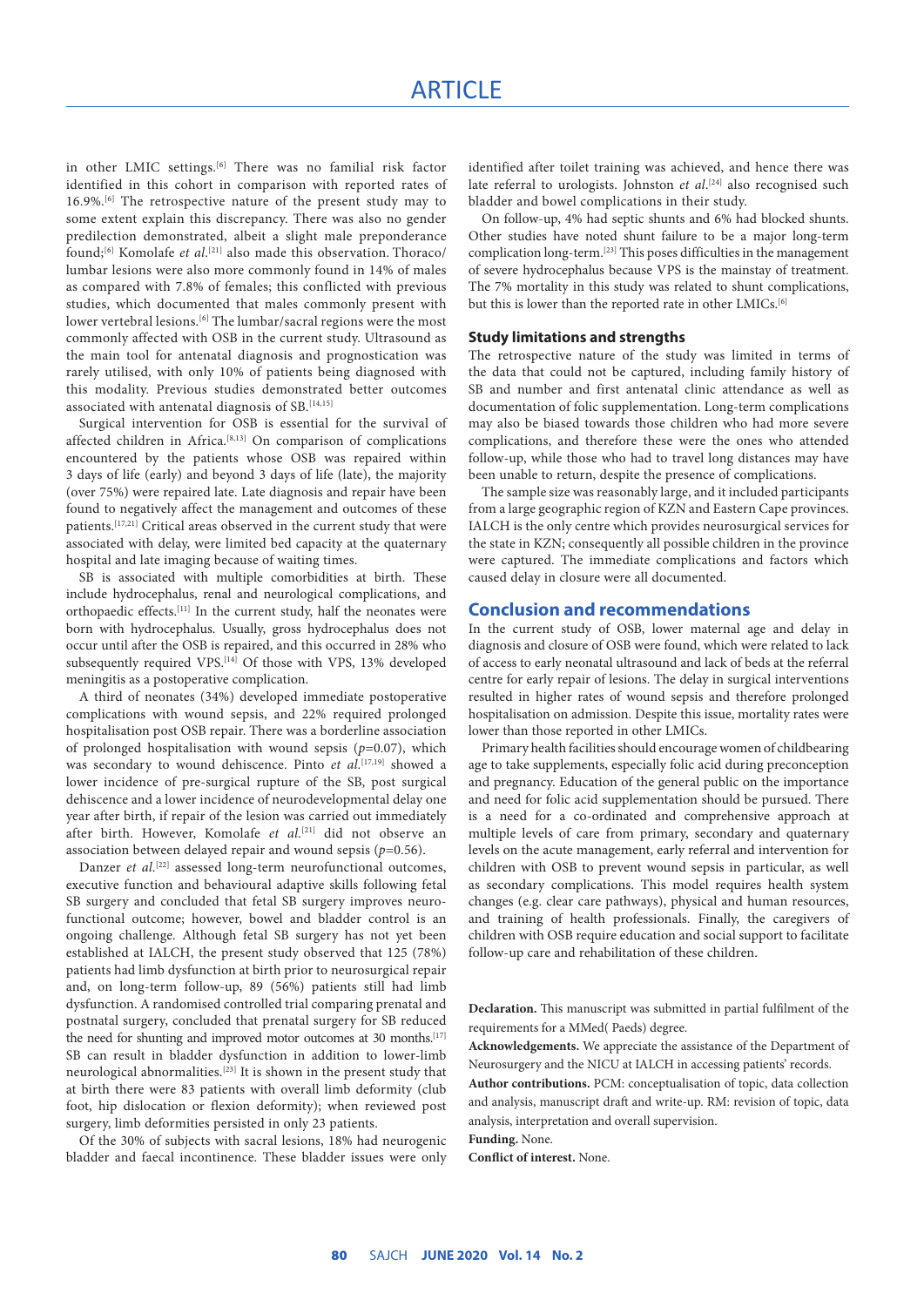in other LMIC settings.[6] There was no familial risk factor identified in this cohort in comparison with reported rates of 16.9%.[6] The retrospective nature of the present study may to some extent explain this discrepancy. There was also no gender predilection demonstrated, albeit a slight male preponderance found;[6] Komolafe *et al.*[21] also made this observation. Thoraco/lumbar lesions were also more commonly found in 14% of males as compared with 7.8% of females; this conflicted with previous studies, which documented that males commonly present with lower vertebral lesions.[6] The lumbar/sacral regions were the most commonly affected with OSB in the current study. Ultrasound as the main tool for antenatal diagnosis and prognostication was rarely utilised, with only 10% of patients being diagnosed with this modality. Previous studies demonstrated better outcomes associated with antenatal diagnosis of SB.[14,15]

Surgical intervention for OSB is essential for the survival of affected children in Africa.[8,13] On comparison of complications encountered by the patients whose OSB was repaired within 3 days of life (early) and beyond 3 days of life (late), the majority (over 75%) were repaired late. Late diagnosis and repair have been found to negatively affect the management and outcomes of these patients.[17,21] Critical areas observed in the current study that were associated with delay, were limited bed capacity at the quaternary hospital and late imaging because of waiting times.

SB is associated with multiple comorbidities at birth. These include hydrocephalus, renal and neurological complications, and orthopaedic effects.[11] In the current study, half the neonates were born with hydrocephalus. Usually, gross hydrocephalus does not occur until after the OSB is repaired, and this occurred in 28% who subsequently required VPS.[14] Of those with VPS, 13% developed meningitis as a postoperative complication.

A third of neonates (34%) developed immediate postoperative complications with wound sepsis, and 22% required prolonged hospitalisation post OSB repair. There was a borderline association of prolonged hospitalisation with wound sepsis ($p$=0.07), which was secondary to wound dehiscence. Pinto *et al.*[17,19] showed a lower incidence of pre-surgical rupture of the SB, post surgical dehiscence and a lower incidence of neurodevelopmental delay one year after birth, if repair of the lesion was carried out immediately after birth. However, Komolafe *et al.*[21] did not observe an association between delayed repair and wound sepsis ($p$=0.56).

Danzer *et al.*[22] assessed long-term neurofunctional outcomes, executive function and behavioural adaptive skills following fetal SB surgery and concluded that fetal SB surgery improves neurofunctional outcome; however, bowel and bladder control is an ongoing challenge. Although fetal SB surgery has not yet been established at IALCH, the present study observed that 125 (78%) patients had limb dysfunction at birth prior to neurosurgical repair and, on long-term follow-up, 89 (56%) patients still had limb dysfunction. A randomised controlled trial comparing prenatal and postnatal surgery, concluded that prenatal surgery for SB reduced the need for shunting and improved motor outcomes at 30 months.[17] SB can result in bladder dysfunction in addition to lower-limb neurological abnormalities.[23] It is shown in the present study that at birth there were 83 patients with overall limb deformity (club foot, hip dislocation or flexion deformity); when reviewed post surgery, limb deformities persisted in only 23 patients.

Of the 30% of subjects with sacral lesions, 18% had neurogenic bladder and faecal incontinence. These bladder issues were only identified after toilet training was achieved, and hence there was late referral to urologists. Johnston *et al.*[24] also recognised such bladder and bowel complications in their study.

On follow-up, 4% had septic shunts and 6% had blocked shunts. Other studies have noted shunt failure to be a major long-term complication long-term.[23] This poses difficulties in the management of severe hydrocephalus because VPS is the mainstay of treatment. The 7% mortality in this study was related to shunt complications, but this is lower than the reported rate in other LMICs.[6]

### Study limitations and strengths

The retrospective nature of the study was limited in terms of the data that could not be captured, including family history of SB and number and first antenatal clinic attendance as well as documentation of folic supplementation. Long-term complications may also be biased towards those children who had more severe complications, and therefore these were the ones who attended follow-up, while those who had to travel long distances may have been unable to return, despite the presence of complications.

The sample size was reasonably large, and it included participants from a large geographic region of KZN and Eastern Cape provinces. IALCH is the only centre which provides neurosurgical services for the state in KZN; consequently all possible children in the province were captured. The immediate complications and factors which caused delay in closure were all documented.

## Conclusion and recommendations

In the current study of OSB, lower maternal age and delay in diagnosis and closure of OSB were found, which were related to lack of access to early neonatal ultrasound and lack of beds at the referral centre for early repair of lesions. The delay in surgical interventions resulted in higher rates of wound sepsis and therefore prolonged hospitalisation on admission. Despite this issue, mortality rates were lower than those reported in other LMICs.

Primary health facilities should encourage women of childbearing age to take supplements, especially folic acid during preconception and pregnancy. Education of the general public on the importance and need for folic acid supplementation should be pursued. There is a need for a co-ordinated and comprehensive approach at multiple levels of care from primary, secondary and quaternary levels on the acute management, early referral and intervention for children with OSB to prevent wound sepsis in particular, as well as secondary complications. This model requires health system changes (e.g. clear care pathways), physical and human resources, and training of health professionals. Finally, the caregivers of children with OSB require education and social support to facilitate follow-up care and rehabilitation of these children.

**Declaration.** This manuscript was submitted in partial fulfilment of the requirements for a MMed( Paeds) degree.

**Acknowledgements.** We appreciate the assistance of the Department of Neurosurgery and the NICU at IALCH in accessing patients' records.

**Author contributions.** PCM: conceptualisation of topic, data collection and analysis, manuscript draft and write-up. RM: revision of topic, data analysis, interpretation and overall supervision.

**Funding.** None.

**Conflict of interest.** None.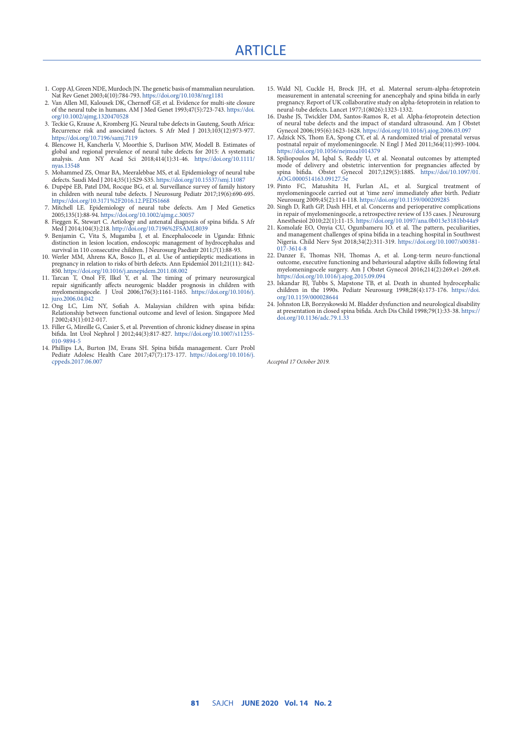1. Copp AJ, Green NDE, Murdoch JN. The genetic basis of mammalian neurulation. Nat Rev Genet 2003;4(10):784-793. https://doi.org/10.1038/nrg1181
2. Van Allen MI, Kalousek DK, Chernoff GF, et al. Evidence for multi-site closure of the neural tube in humans. AM J Med Genet 1993;47(5):723-743. https://doi.org/10.1002/ajmg.1320470528
3. Teckie G, Krause A, Kromberg JG. Neural tube defects in Gauteng, South Africa: Recurrence risk and associated factors. S Afr Med J 2013;103(12):973-977. https://doi.org/10.7196/samj.7119
4. Blencowe H, Kancherla V, Moorthie S, Darlison MW, Modell B. Estimates of global and regional prevalence of neural tube defects for 2015: A systematic analysis. Ann NY Acad Sci 2018;414(1):31-46. https://doi.org/10.1111/nyas.13548
5. Mohammed ZS, Omar BA, Meeralebbae MS, et al. Epidemiology of neural tube defects. Saudi Med J 2014;35(1):S29-S35. https://doi.org/10.15537/smj.11087
6. Dupépé EB, Patel DM, Rocque BG, et al. Surveillance survey of family history in children with neural tube defects. J Neurosurg Pediatr 2017;19(6):690-695. https://doi.org/10.3171%2F2016.12.PEDS1668
7. Mitchell LE. Epidemiology of neural tube defects. Am J Med Genetics 2005;135(1):88-94. https://doi.org/10.1002/ajmg.c.30057
8. Fieggen K, Stewart C. Aetiology and antenatal diagnosis of spina bifida. S Afr Med J 2014;104(3):218. http://doi.org/10.7196%2FSAMJ.8039
9. Benjamin C, Vita S, Mugamba J, et al. Encephalocoele in Uganda: Ethnic distinction in lesion location, endoscopic management of hydrocephalus and survival in 110 consecutive children. J Neurosurg Paediatr 2011;7(1):88-93.
10. Werler MM, Ahrens KA, Bosco JL, et al. Use of antiepileptic medications in pregnancy in relation to risks of birth defects. Ann Epidemiol 2011;21(11): 842-850. https://doi.org/10.1016/j.annepidem.2011.08.002
11. Tarcan T, Onol FF, Ilkel Y, et al. The timing of primary neurosurgical repair significantly affects neurogenic bladder prognosis in children with myelomeningocele. J Urol 2006;176(3):1161-1165. https://doi.org/10.1016/j.juro.2006.04.042
12. Ong LC, Lim NY, Sofiah A. Malaysian children with spina bifida: Relationship between functional outcome and level of lesion. Singapore Med J 2002;43(1):012-017.
13. Filler G, Mireille G, Casier S, et al. Prevention of chronic kidney disease in spina bifida. Int Urol Nephrol J 2012;44(3):817-827. https://doi.org/10.1007/s11255-010-9894-5
14. Phillips LA, Burton JM, Evans SH. Spina bifida management. Curr Probl Pediatr Adolesc Health Care 2017;47(7):173-177. https://doi.org/10.1016/j.cppeds.2017.06.007
15. Wald NJ, Cuckle H, Brock JH, et al. Maternal serum-alpha-fetoprotein measurement in antenatal screening for anencephaly and spina bifida in early pregnancy. Report of UK collaborative study on alpha-fetoprotein in relation to neural-tube defects. Lancet 1977;1(8026):1323-1332.
16. Dashe JS, Twickler DM, Santos-Ramos R, et al. Alpha-fetoprotein detection of neural tube defects and the impact of standard ultrasound. Am J Obstet Gynecol 2006;195(6):1623-1628. https://doi.org/10.1016/j.ajog.2006.03.097
17. Adzick NS, Thom EA, Spong CY, et al. A randomized trial of prenatal versus postnatal repair of myelomeningocele. N Engl J Med 2011;364(11):993-1004. https://doi.org/10.1056/nejmoa1014379
18. Spiliopoulos M, Iqbal S, Reddy U, et al. Neonatal outcomes by attempted mode of delivery and obstetric intervention for pregnancies affected by spina bifida. Obstet Gynecol 2017;129(5):188S. https://doi/10.1097/01.AOG.0000514163.09127.5e
19. Pinto FC, Matushita H, Furlan AL, et al. Surgical treatment of myelomeningocele carried out at 'time zero' immediately after birth. Pediatr Neurosurg 2009;45(2):114-118. https://doi.org/10.1159/000209285
20. Singh D, Rath GP, Dash HH, et al. Concerns and perioperative complications in repair of myelomeningocele, a retrospective review of 135 cases. J Neurosurg Anesthesiol 2010;22(1):11-15. https://doi.org/10.1097/ana.0b013e3181bb44a9
21. Komolafe EO, Onyia CU, Ogunbameru IO. et al. The pattern, peculiarities, and management challenges of spina bifida in a teaching hospital in Southwest Nigeria. Child Nerv Syst 2018;34(2):311-319. https://doi.org/10.1007/s00381-017-3614-8
22. Danzer E, Thomas NH, Thomas A, et al. Long-term neuro-functional outcome, executive functioning and behavioural adaptive skills following fetal myelomeningocele surgery. Am J Obstet Gynecol 2016;214(2):269.e1-269.e8. https://doi.org/10.1016/j.ajog.2015.09.094
23. Iskandar BJ, Tubbs S, Mapstone TB, et al. Death in shunted hydrocephalic children in the 1990s. Pediatr Neurosurg 1998;28(4):173-176. https://doi.org/10.1159/000028644
24. Johnston LB, Borzyskowski M. Bladder dysfunction and neurological disability at presentation in closed spina bifida. Arch Dis Child 1998;79(1):33-38. https://doi.org/10.1136/adc.79.1.33

*Accepted 17 October 2019.*